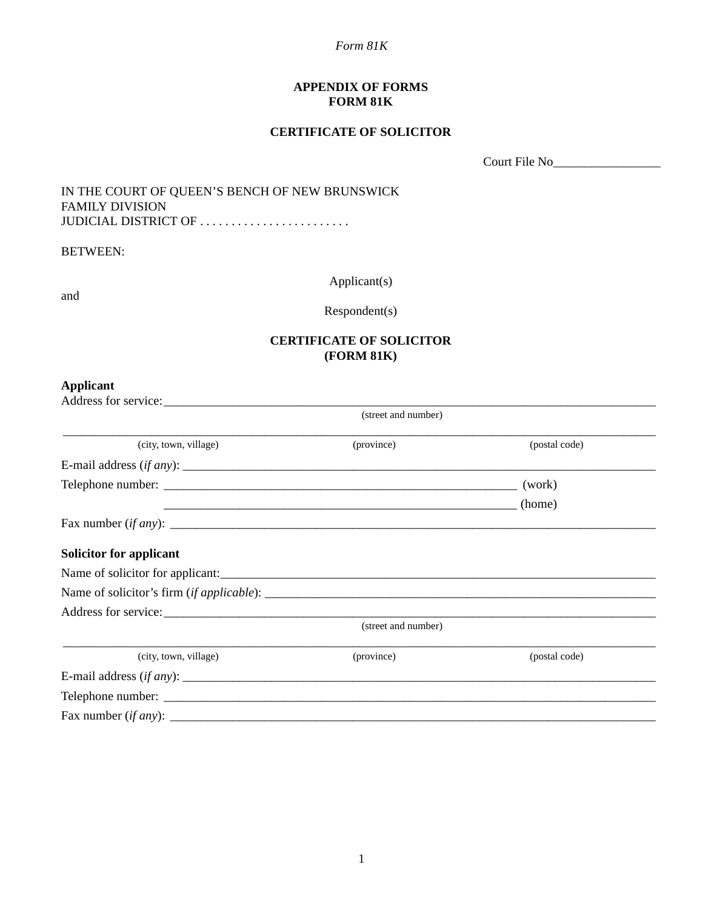*Form 81K*

**APPENDIX OF FORMS**
**FORM 81K**

**CERTIFICATE OF SOLICITOR**

Court File No_________________

IN THE COURT OF QUEEN'S BENCH OF NEW BRUNSWICK
FAMILY DIVISION
JUDICIAL DISTRICT OF . . . . . . . . . . . . . . . . . . . . . . . .

BETWEEN:

Applicant(s)

and

Respondent(s)

**CERTIFICATE OF SOLICITOR**
**(FORM 81K)**

**Applicant**

Address for service:_______________________________________________________________________________
(street and number)

___________________________________________________________________________________________________
(city, town, village) (province) (postal code)

E-mail address (*if any*): __________________________________________________________________________

Telephone number: _________________________________________________________ (work)

_________________________________________________________ (home)

Fax number (*if any*): _____________________________________________________________________________

**Solicitor for applicant**

Name of solicitor for applicant:_____________________________________________________________________

Name of solicitor's firm (*if applicable*): _____________________________________________________________

Address for service:_______________________________________________________________________________
(street and number)

___________________________________________________________________________________________________
(city, town, village) (province) (postal code)

E-mail address (*if any*): __________________________________________________________________________

Telephone number: ________________________________________________________________________________

Fax number (*if any*): _____________________________________________________________________________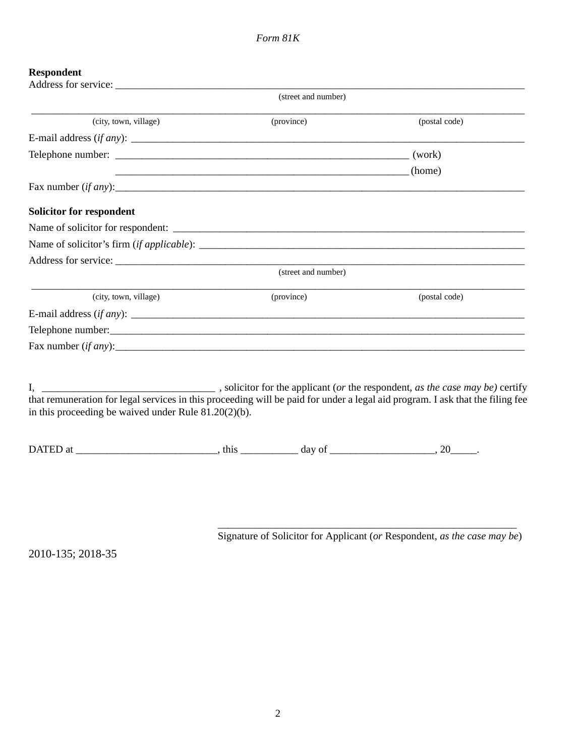*Form 81K*

**Respondent**

Address for service: ______________________________________________________________________________
(street and number)

______________________________________________________________________________
(city, town, village) (province) (postal code)

E-mail address (*if any*): ______________________________________________________________________________

Telephone number: ________________________________________________________ (work)

________________________________________________________ (home)

Fax number (*if any*):______________________________________________________________________________

**Solicitor for respondent**

Name of solicitor for respondent: ______________________________________________________________________________

Name of solicitor's firm (*if applicable*): ______________________________________________________________________________

Address for service: ______________________________________________________________________________
(street and number)

______________________________________________________________________________
(city, town, village) (province) (postal code)

E-mail address (*if any*): ______________________________________________________________________________

Telephone number:______________________________________________________________________________

Fax number (*if any*):______________________________________________________________________________

I, ________________________________ , solicitor for the applicant (*or* the respondent, *as the case may be)* certify that remuneration for legal services in this proceeding will be paid for under a legal aid program. I ask that the filing fee in this proceeding be waived under Rule 81.20(2)(b).

DATED at __________________________, this __________ day of ___________________, 20_____.

________________________________________________________
Signature of Solicitor for Applicant (*or* Respondent, *as the case may be*)

2010-135; 2018-35